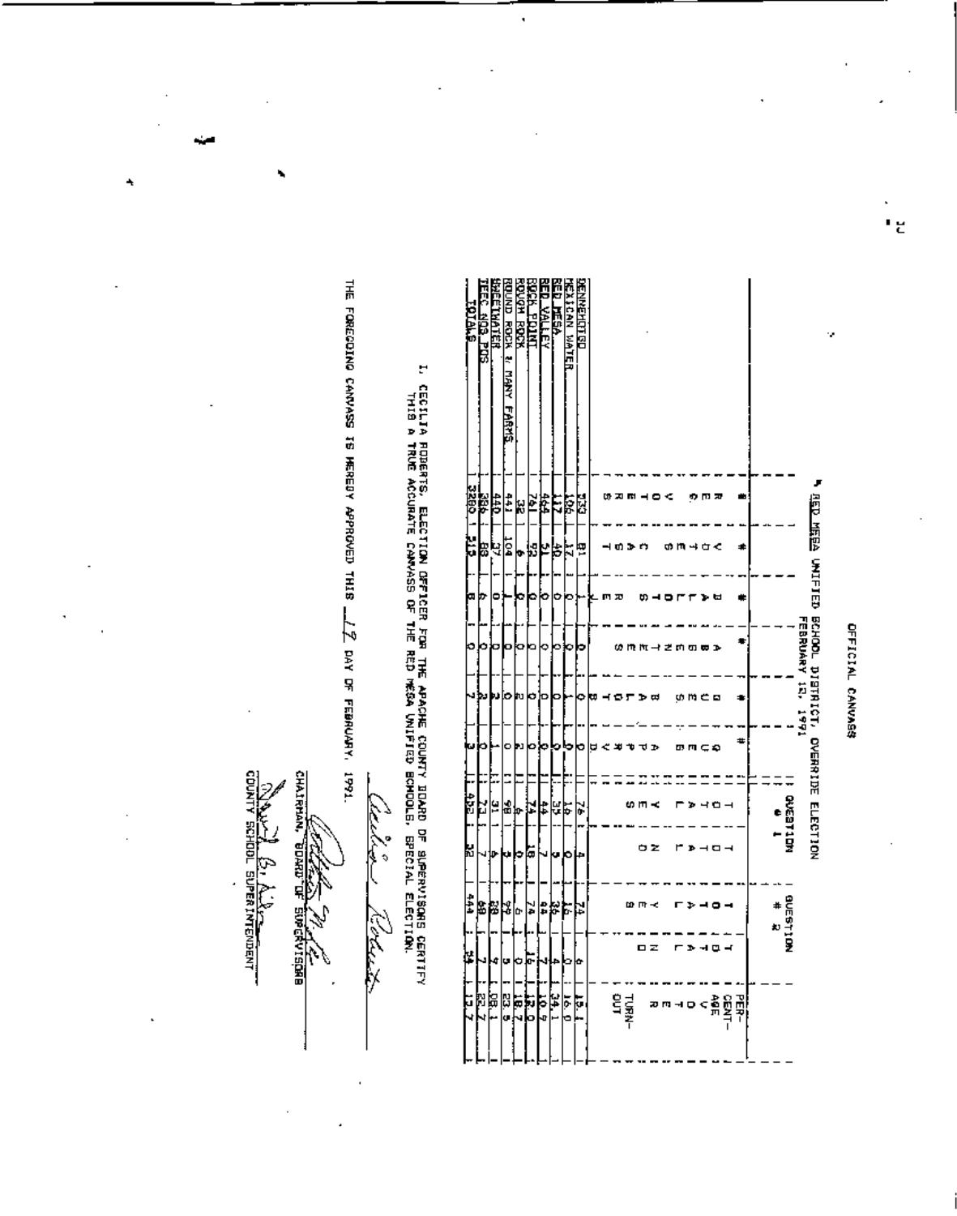# OFFICIAL CANVASS

**RED MESA UNIFIED SCHOOL DISTRICT, OVERRIDE ELECTION**
**FEBRUARY 12, 1991**

| | # REG VOTERS | # VOTES CAST | # BALLOTS REJ | # ABSENTEES | # QUES BALLOTS | # QUES APPRVD | QUESTION # 1 TOTAL YES | QUESTION # 1 TOTAL NO | QUESTION # 2 TOTAL YES | QUESTION # 2 TOTAL NO | PERCENTAGE VOTER TURN-OUT |
|---|---|---|---|---|---|---|---|---|---|---|---|
| DENNEHOTSO | 533 | 81 | 1 | 0 | 0 | 0 | 76 | 4 | 74 | 6 | 15.1 |
| MEXICAN WATER | 106 | 17 | 0 | 0 | 1 | 0 | 16 | 0 | 16 | 0 | 16.0 |
| RED MESA | 117 | 40 | 0 | 0 | 0 | 0 | 35 | 5 | 36 | 4 | 34.1 |
| RED VALLEY | 464 | 51 | 0 | 0 | 0 | 0 | 44 | 5 | 44 | 4 | 10.9 |
| ROCK POINT | 761 | 92 | 0 | 0 | 0 | 0 | 74 | 18 | 74 | 16 | 12.0 |
| ROUGH ROCK | 32 | 6 | 0 | 0 | 0 | 0 | 6 | 0 | 6 | 0 | 18.7 |
| ROUND ROCK & MANY FARMS | 441 | 104 | 2 | 0 | 2 | 0 | 98 | 3 | 99 | 3 | 23.5 |
| SWEETWATER | 440 | 37 | 0 | 0 | 0 | 0 | 31 | 6 | 28 | 4 | 08.4 |
| TEEC NOS POS | 386 | 88 | 6 | 0 | 2 | 0 | 73 | 7 | 69 | 7 | 22.7 |
| TOTALS | 3280 | 515 | 8 | 0 | 7 | 3 | 452 | 52 | 444 | 54 | 15.7 |

I, CECILIA ROBERTS, ELECTION OFFICER FOR THE APACHE COUNTY BOARD OF SUPERVISORS CERTIFY THIS A TRUE ACCURATE CANVASS OF THE RED MESA UNIFIED SCHOOLS, SPECIAL ELECTION.

*Cecilia Roberts*

THE FOREGOING CANVASS IS HEREBY APPROVED THIS 19 DAY OF FEBRUARY, 1991.

*[signature]*
CHAIRMAN, BOARD OF SUPERVISORS

*[signature]*
COUNTY SCHOOL SUPERINTENDENT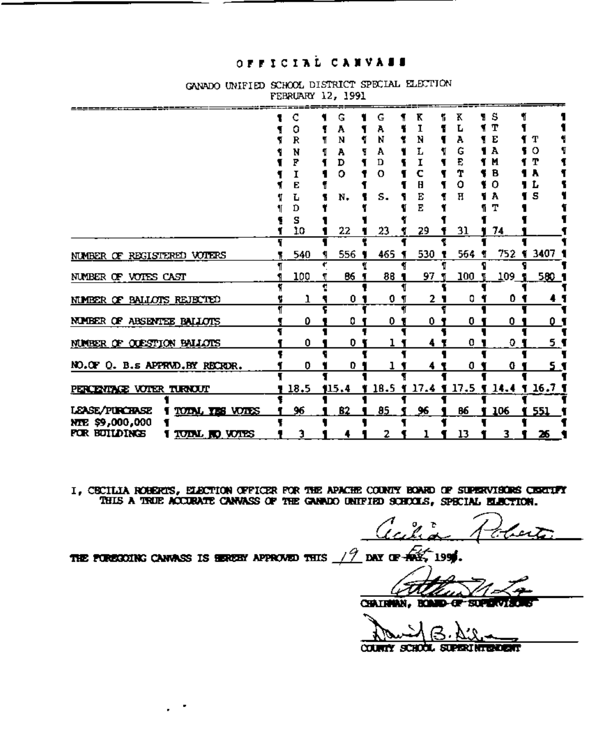# OFFICIAL CANVASS

GANADO UNIFIED SCHOOL DISTRICT SPECIAL ELECTION
FEBRUARY 12, 1991

| | | CORNFIELDS 10 | GANADO N. 22 | GANADO S. 23 | KINLICHEE 29 | KLAGETOH 31 | STEAMBOAT 74 | TOTALS |
|---|---|---|---|---|---|---|---|---|
| NUMBER OF REGISTERED VOTERS | | 540 | 556 | 465 | 530 | 564 | 752 | 3407 |
| NUMBER OF VOTES CAST | | 100 | 86 | 88 | 97 | 100 | 109 | 580 |
| NUMBER OF BALLOTS REJECTED | | 1 | 0 | 0 | 2 | 0 | 0 | 4 |
| NUMBER OF ABSENTEE BALLOTS | | 0 | 0 | 0 | 0 | 0 | 0 | 0 |
| NUMBER OF QUESTION BALLOTS | | 0 | 0 | 1 | 4 | 0 | 0 | 5 |
| NO.OF Q. B.s APPRVD.BY RECRDR. | | 0 | 0 | 1 | 4 | 0 | 0 | 5 |
| PERCENTAGE VOTER TURNOUT | | 18.5 | 15.4 | 18.5 | 17.4 | 17.5 | 14.4 | 16.7 |
| LEASE/PURCHASE NTE $9,000,000 FOR BUILDINGS | TOTAL YES VOTES | 96 | 82 | 85 | 96 | 86 | 106 | 551 |
| | TOTAL NO VOTES | 3 | 4 | 2 | 1 | 13 | 3 | 26 |

I, CECILIA ROBERTS, ELECTION OFFICER FOR THE APACHE COUNTY BOARD OF SUPERVISORS CERTIFY THIS A TRUE ACCURATE CANVASS OF THE GANADO UNIFIED SCHOOLS, SPECIAL ELECTION.

Cecilia Roberts

THE FOREGOING CANVASS IS HEREBY APPROVED THIS 19 DAY OF Feb 1991.

CHAIRMAN, BOARD OF SUPERVISORS

David B. Ni...

COUNTY SCHOOL SUPERINTENDENT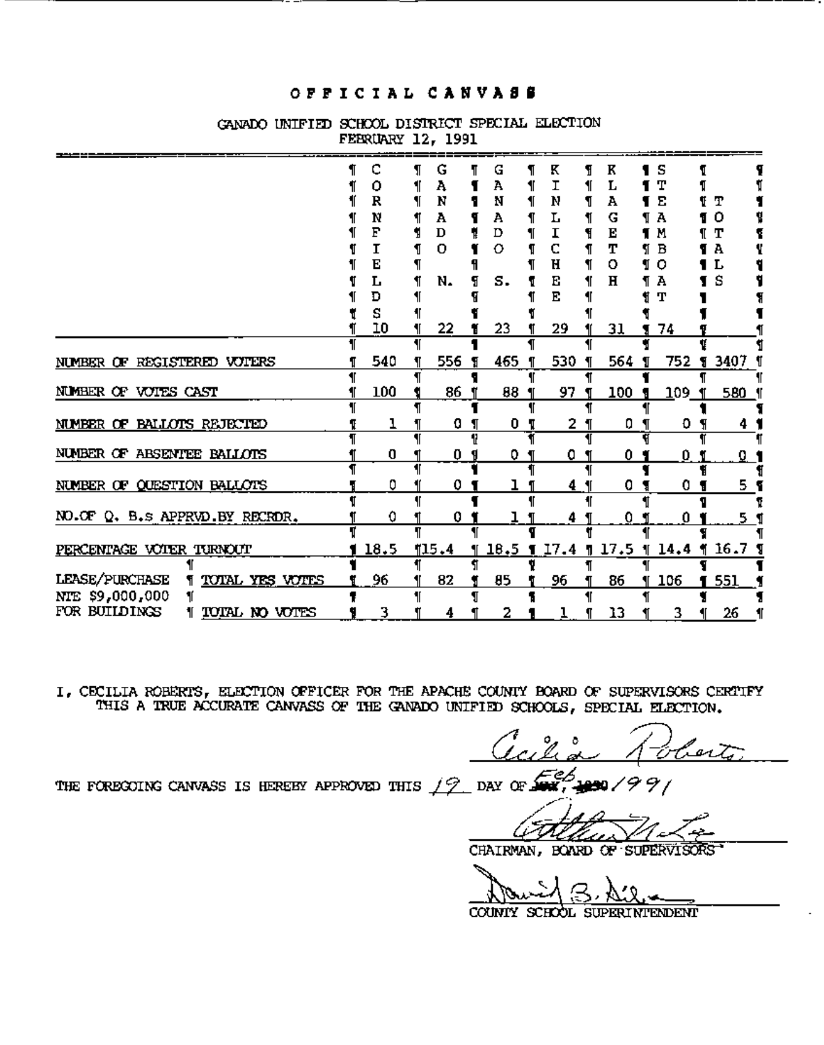# OFFICIAL CANVASS

GANADO UNIFIED SCHOOL DISTRICT SPECIAL ELECTION
FEBRUARY 12, 1991

| | | CORNFIELDS 10 | GANADO N. 22 | GANADO S. 23 | KINLICHEE 29 | KLAGETOH 31 | STEAMBOAT 74 | TOTALS |
|---|---|---|---|---|---|---|---|---|
| NUMBER OF REGISTERED VOTERS | | 540 | 556 | 465 | 530 | 564 | 752 | 3407 |
| NUMBER OF VOTES CAST | | 100 | 86 | 88 | 97 | 100 | 109 | 580 |
| NUMBER OF BALLOTS REJECTED | | 1 | 0 | 0 | 2 | 0 | 0 | 4 |
| NUMBER OF ABSENTEE BALLOTS | | 0 | 0 | 0 | 0 | 0 | 0 | 0 |
| NUMBER OF QUESTION BALLOTS | | 0 | 0 | 1 | 4 | 0 | 0 | 5 |
| NO.OF Q. B.S APPRVD.BY RECRDR. | | 0 | 0 | 1 | 4 | 0 | 0 | 5 |
| PERCENTAGE VOTER TURNOUT | | 18.5 | 15.4 | 18.5 | 17.4 | 17.5 | 14.4 | 16.7 |
| LEASE/PURCHASE NTE $9,000,000 FOR BUILDINGS | TOTAL YES VOTES | 96 | 82 | 85 | 96 | 86 | 106 | 551 |
| | TOTAL NO VOTES | 3 | 4 | 2 | 1 | 13 | 3 | 26 |

I, CECILIA ROBERTS, ELECTION OFFICER FOR THE APACHE COUNTY BOARD OF SUPERVISORS CERTIFY THIS A TRUE ACCURATE CANVASS OF THE GANADO UNIFIED SCHOOLS, SPECIAL ELECTION.

Cecilia Roberts

THE FOREGOING CANVASS IS HEREBY APPROVED THIS 19 DAY OF ~~MAY, 1990~~ Feb 1991

CHAIRMAN, BOARD OF SUPERVISORS

COUNTY SCHOOL SUPERINTENDENT